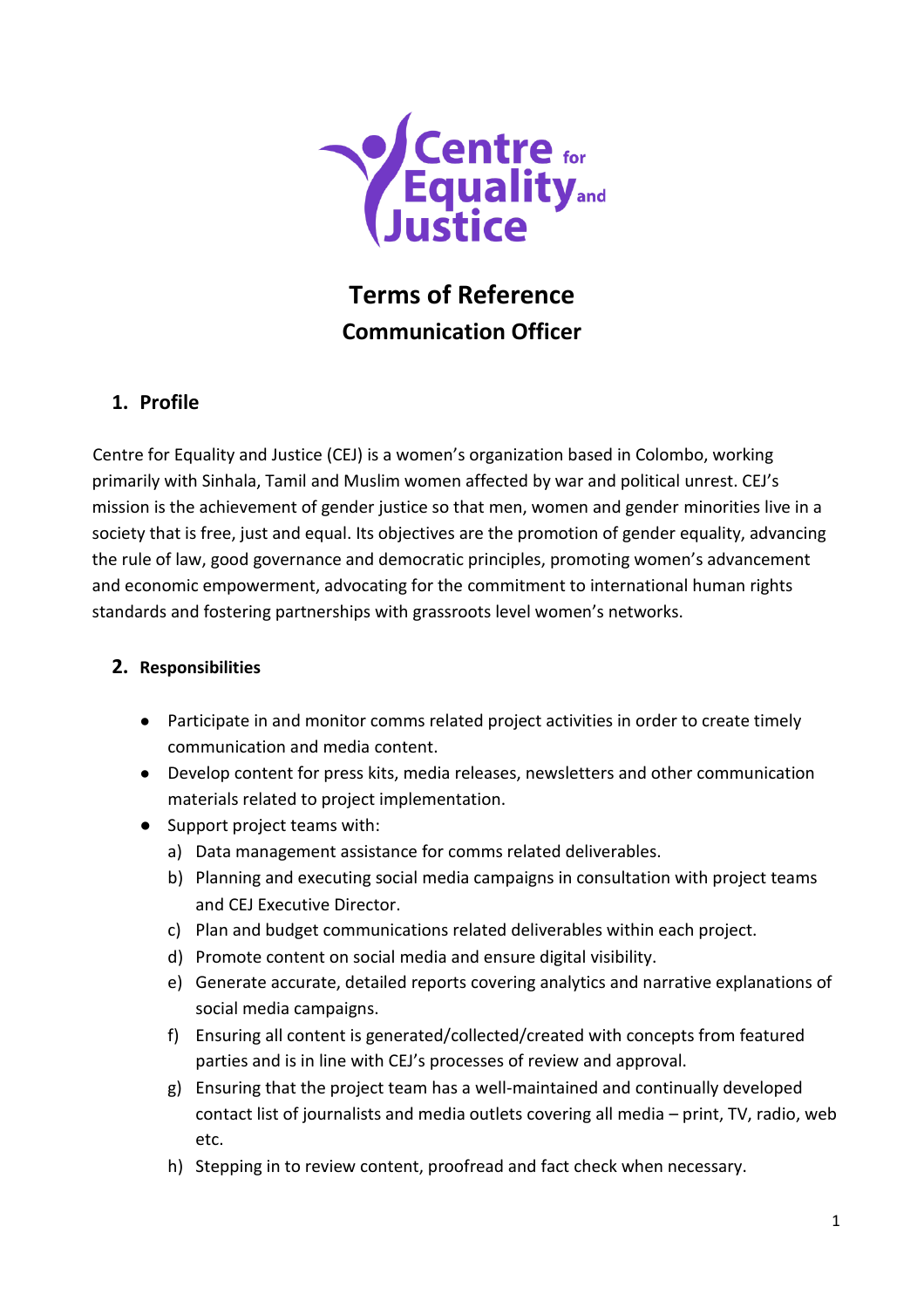Centre for Equality and Justice

# Terms of Reference

## Communication Officer

## 1. Profile

Centre for Equality and Justice (CEJ) is a women's organization based in Colombo, working primarily with Sinhala, Tamil and Muslim women affected by war and political unrest. CEJ's mission is the achievement of gender justice so that men, women and gender minorities live in a society that is free, just and equal. Its objectives are the promotion of gender equality, advancing the rule of law, good governance and democratic principles, promoting women's advancement and economic empowerment, advocating for the commitment to international human rights standards and fostering partnerships with grassroots level women's networks.

## 2. Responsibilities

- Participate in and monitor comms related project activities in order to create timely communication and media content.
- Develop content for press kits, media releases, newsletters and other communication materials related to project implementation.
- Support project teams with:
  a) Data management assistance for comms related deliverables.
  b) Planning and executing social media campaigns in consultation with project teams and CEJ Executive Director.
  c) Plan and budget communications related deliverables within each project.
  d) Promote content on social media and ensure digital visibility.
  e) Generate accurate, detailed reports covering analytics and narrative explanations of social media campaigns.
  f) Ensuring all content is generated/collected/created with concepts from featured parties and is in line with CEJ's processes of review and approval.
  g) Ensuring that the project team has a well-maintained and continually developed contact list of journalists and media outlets covering all media – print, TV, radio, web etc.
  h) Stepping in to review content, proofread and fact check when necessary.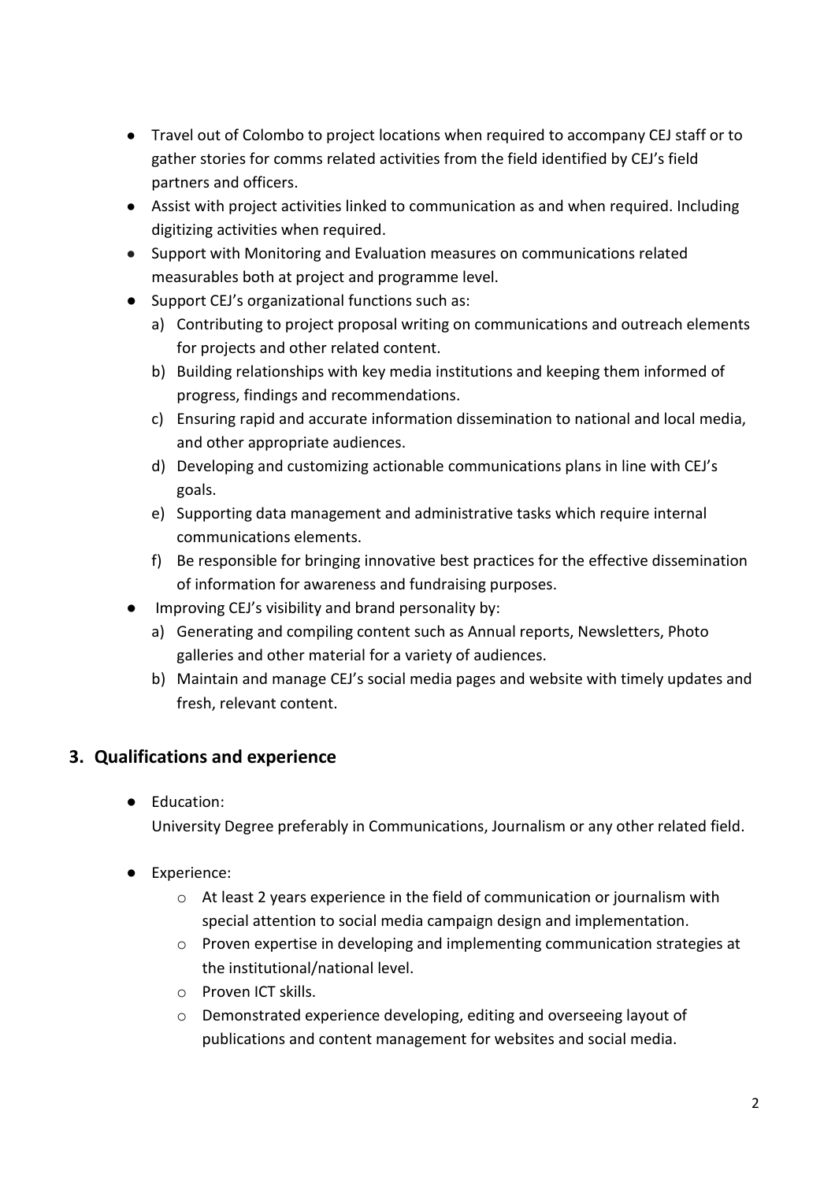- Travel out of Colombo to project locations when required to accompany CEJ staff or to gather stories for comms related activities from the field identified by CEJ's field partners and officers.
- Assist with project activities linked to communication as and when required. Including digitizing activities when required.
- Support with Monitoring and Evaluation measures on communications related measurables both at project and programme level.
- Support CEJ's organizational functions such as:
  a) Contributing to project proposal writing on communications and outreach elements for projects and other related content.
  b) Building relationships with key media institutions and keeping them informed of progress, findings and recommendations.
  c) Ensuring rapid and accurate information dissemination to national and local media, and other appropriate audiences.
  d) Developing and customizing actionable communications plans in line with CEJ's goals.
  e) Supporting data management and administrative tasks which require internal communications elements.
  f) Be responsible for bringing innovative best practices for the effective dissemination of information for awareness and fundraising purposes.
- Improving CEJ's visibility and brand personality by:
  a) Generating and compiling content such as Annual reports, Newsletters, Photo galleries and other material for a variety of audiences.
  b) Maintain and manage CEJ's social media pages and website with timely updates and fresh, relevant content.

## 3. Qualifications and experience

- Education:
  University Degree preferably in Communications, Journalism or any other related field.

- Experience:
  - At least 2 years experience in the field of communication or journalism with special attention to social media campaign design and implementation.
  - Proven expertise in developing and implementing communication strategies at the institutional/national level.
  - Proven ICT skills.
  - Demonstrated experience developing, editing and overseeing layout of publications and content management for websites and social media.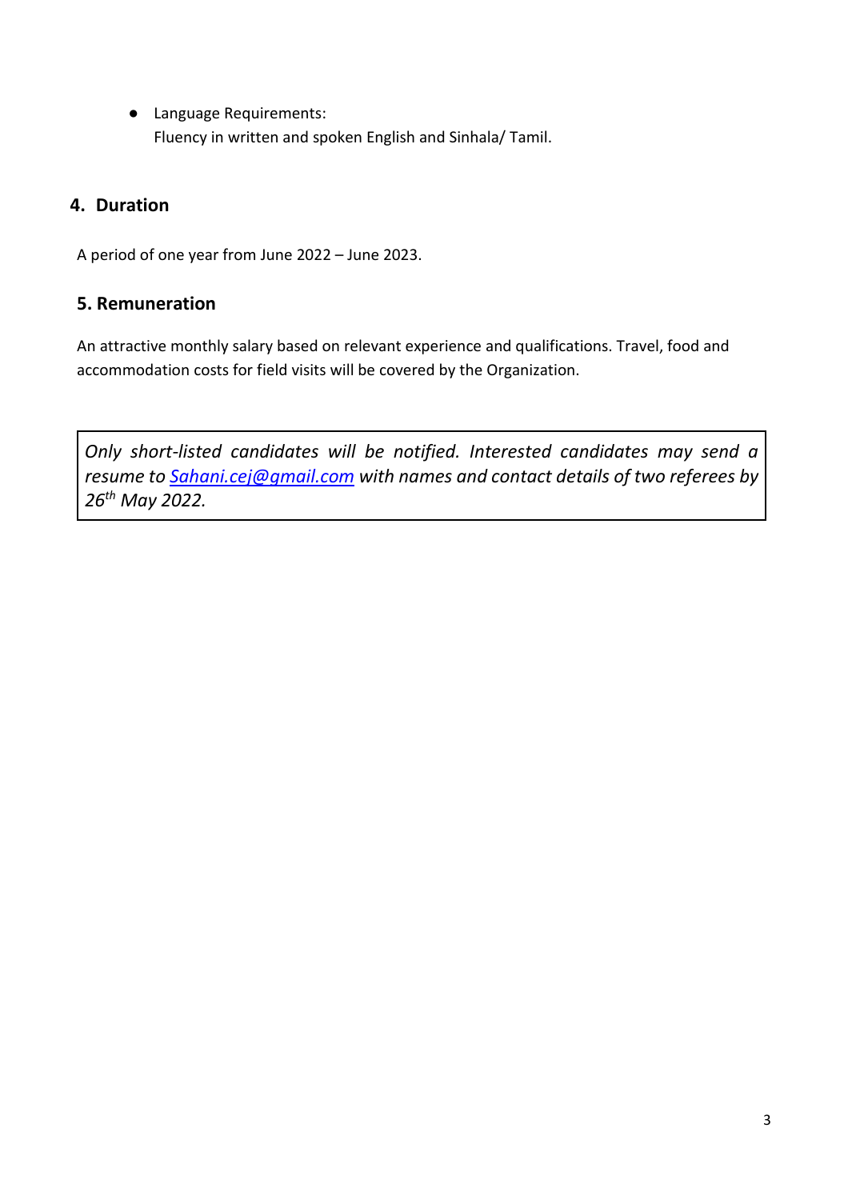- Language Requirements:
  Fluency in written and spoken English and Sinhala/ Tamil.

## 4. Duration

A period of one year from June 2022 – June 2023.

## 5. Remuneration

An attractive monthly salary based on relevant experience and qualifications. Travel, food and accommodation costs for field visits will be covered by the Organization.

*Only short-listed candidates will be notified. Interested candidates may send a resume to Sahani.cej@gmail.com with names and contact details of two referees by 26th May 2022.*